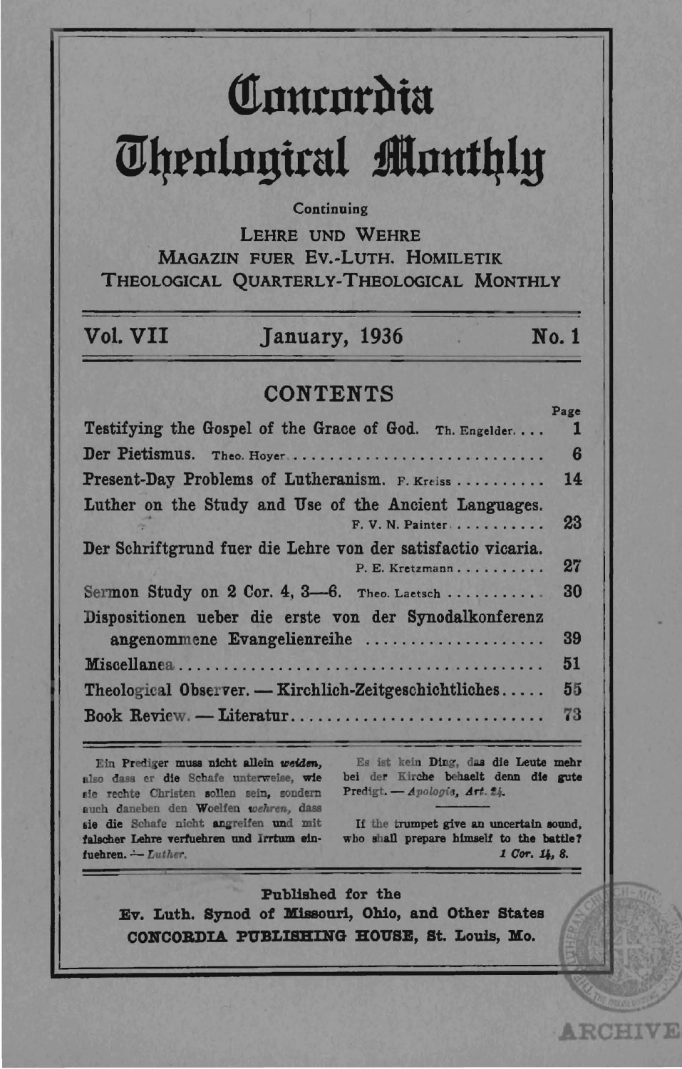# Concordia Theological Monthly

Continuing

LEHRE UND WEHRE
MAGAZIN FUER EV.-LUTH. HOMILETIK
THEOLOGICAL QUARTERLY-THEOLOGICAL MONTHLY

**Vol. VII** | **January, 1936** | **No. 1**

## CONTENTS

| | Page |
|---|---|
| Testifying the Gospel of the Grace of God. Th. Engelder | 1 |
| Der Pietismus. Theo. Hoyer | 6 |
| Present-Day Problems of Lutheranism. F. Kreiss | 14 |
| Luther on the Study and Use of the Ancient Languages. F. V. N. Painter | 23 |
| Der Schriftgrund fuer die Lehre von der satisfactio vicaria. P. E. Kretzmann | 27 |
| Sermon Study on 2 Cor. 4, 3—6. Theo. Laetsch | 30 |
| Dispositionen ueber die erste von der Synodalkonferenz angenommene Evangelienreihe | 39 |
| Miscellanea | 51 |
| Theological Observer. — Kirchlich-Zeitgeschichtliches | 55 |
| Book Review. — Literatur | 73 |

Ein Prediger muss nicht allein *weiden*, also dass er die Schafe unterweise, wie sie rechte Christen sollen sein, sondern auch daneben den Woelfen *wehren*, dass sie die Schafe nicht angreifen und mit falscher Lehre verfuehren und Irrtum einfuehren. — *Luther.*

Es ist kein Ding, das die Leute mehr bei der Kirche behaelt denn die gute Predigt. — *Apologie, Art. 24.*

If the trumpet give an uncertain sound, who shall prepare himself to the battle? *1 Cor. 14, 8.*

Published for the
Ev. Luth. Synod of Missouri, Ohio, and Other States
CONCORDIA PUBLISHING HOUSE, St. Louis, Mo.

ARCHIVE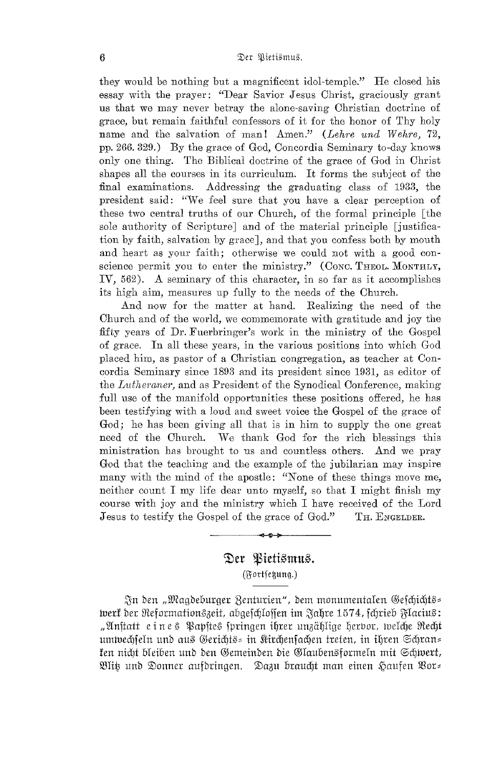they would be nothing but a magnificent idol-temple." He closed his essay with the prayer: "Dear Savior Jesus Christ, graciously grant us that we may never betray the alone-saving Christian doctrine of grace, but remain faithful confessors of it for the honor of Thy holy name and the salvation of man! Amen." (*Lehre und Wehre,* 72, pp. 266. 329.) By the grace of God, Concordia Seminary to-day knows only one thing. The Biblical doctrine of the grace of God in Christ shapes all the courses in its curriculum. It forms the subject of the final examinations. Addressing the graduating class of 1933, the president said: "We feel sure that you have a clear perception of these two central truths of our Church, of the formal principle [the sole authority of Scripture] and of the material principle [justification by faith, salvation by grace], and that you confess both by mouth and heart as your faith; otherwise we could not with a good conscience permit you to enter the ministry." (CONC. THEOL. MONTHLY, IV, 562). A seminary of this character, in so far as it accomplishes its high aim, measures up fully to the needs of the Church.

And now for the matter at hand. Realizing the need of the Church and of the world, we commemorate with gratitude and joy the fifty years of Dr. Fuerbringer's work in the ministry of the Gospel of grace. In all these years, in the various positions into which God placed him, as pastor of a Christian congregation, as teacher at Concordia Seminary since 1893 and its president since 1931, as editor of the *Lutheraner,* and as President of the Synodical Conference, making full use of the manifold opportunities these positions offered, he has been testifying with a loud and sweet voice the Gospel of the grace of God; he has been giving all that is in him to supply the one great need of the Church. We thank God for the rich blessings this ministration has brought to us and countless others. And we pray God that the teaching and the example of the jubilarian may inspire many with the mind of the apostle: "None of these things move me, neither count I my life dear unto myself, so that I might finish my course with joy and the ministry which I have received of the Lord Jesus to testify the Gospel of the grace of God." TH. ENGELDER.

## Der Pietismus.

(Fortsetzung.)

In den „Magdeburger Zenturien", dem monumentalen Geschichtswerk der Reformationszeit, abgeschlossen im Jahre 1574, schrieb Flacius: „Anstatt eines Papstes springen ihrer unzählige hervor, welche Recht umwechseln und aus Gerichts- in Kirchensachen treten, in ihren Schranken nicht bleiben und den Gemeinden die Glaubensformeln mit Schwert, Blitz und Donner aufdringen. Dazu braucht man einen Haufen Vor-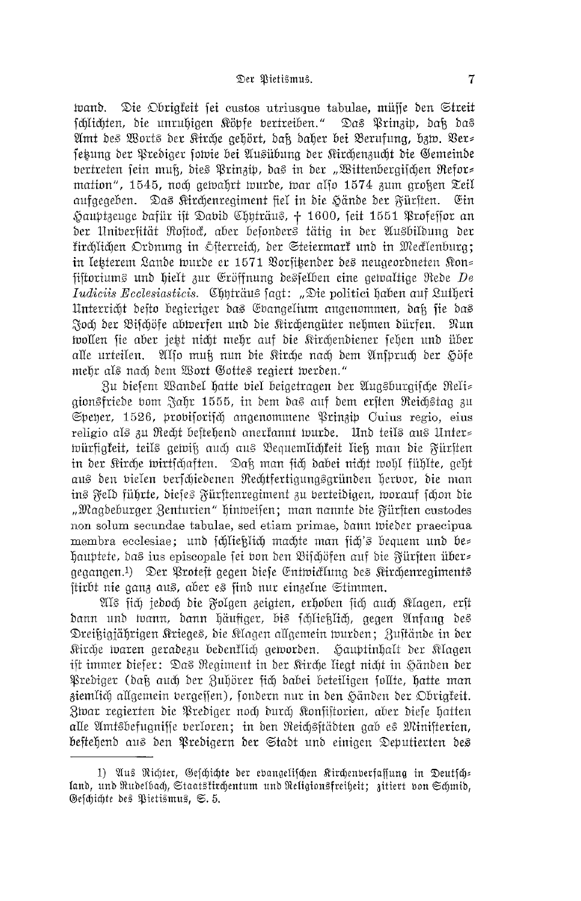wand. Die Obrigkeit sei custos utriusque tabulae, müsse den Streit schlichten, die unruhigen Köpfe vertreiben." Das Prinzip, daß das Amt des Worts der Kirche gehört, daß daher bei Berufung, bzw. Versetzung der Prediger sowie bei Ausübung der Kirchenzucht die Gemeinde vertreten sein muß, dies Prinzip, das in der „Wittenbergischen Reformation", 1545, noch gewahrt wurde, war also 1574 zum großen Teil aufgegeben. Das Kirchenregiment fiel in die Hände der Fürsten. Ein Hauptzeuge dafür ist David Chyträus, † 1600, seit 1551 Professor an der Universität Rostock, aber besonders tätig in der Ausbildung der kirchlichen Ordnung in Österreich, der Steiermark und in Mecklenburg; in letzterem Lande wurde er 1571 Vorsitzender des neugeordneten Konsistoriums und hielt zur Eröffnung desselben eine gewaltige Rede *De Iudiciis Ecclesiasticis*. Chyträus sagt: „Die politici haben auf Lutheri Unterricht desto begieriger das Evangelium angenommen, daß sie das Joch der Bischöfe abwerfen und die Kirchengüter nehmen dürfen. Nun wollen sie aber jetzt nicht mehr auf die Kirchendiener sehen und über alle urteilen. Also muß nun die Kirche nach dem Anspruch der Höfe mehr als nach dem Wort Gottes regiert werden."

Zu diesem Wandel hatte viel beigetragen der Augsburgische Religionsfriede vom Jahr 1555, in dem das auf dem ersten Reichstag zu Speyer, 1526, provisorisch angenommene Prinzip Cuius regio, eius religio als zu Recht bestehend anerkannt wurde. Und teils aus Unterwürfigkeit, teils gewiß auch aus Bequemlichkeit ließ man die Fürsten in der Kirche wirtschaften. Daß man sich dabei nicht wohl fühlte, geht aus den vielen verschiedenen Rechtfertigungsgründen hervor, die man ins Feld führte, dieses Fürstenregiment zu verteidigen, worauf schon die „Magdeburger Zenturien" hinweisen; man nannte die Fürsten custodes non solum secundae tabulae, sed etiam primae, dann wieder praecipua membra ecclesiae; und schließlich machte man sich's bequem und behauptete, das ius episcopale sei von den Bischöfen auf die Fürsten übergegangen.[1]) Der Protest gegen diese Entwicklung des Kirchenregiments stirbt nie ganz aus, aber es sind nur einzelne Stimmen.

Als sich jedoch die Folgen zeigten, erhoben sich auch Klagen, erst dann und wann, dann häufiger, bis schließlich, gegen Anfang des Dreißigjährigen Krieges, die Klagen allgemein wurden; Zustände in der Kirche waren geradezu bedenklich geworden. Hauptinhalt der Klagen ist immer dieser: Das Regiment in der Kirche liegt nicht in Händen der Prediger (daß auch der Zuhörer sich dabei beteiligen sollte, hatte man ziemlich allgemein vergessen), sondern nur in den Händen der Obrigkeit. Zwar regierten die Prediger noch durch Konsistorien, aber diese hatten alle Amtsbefugnisse verloren; in den Reichsstädten gab es Ministerien, bestehend aus den Predigern der Stadt und einigen Deputierten des

---

1) Aus Richter, Geschichte der evangelischen Kirchenverfassung in Deutschland, und Rudelbach, Staatskirchentum und Religionsfreiheit; zitiert von Schmid, Geschichte des Pietismus, S. 5.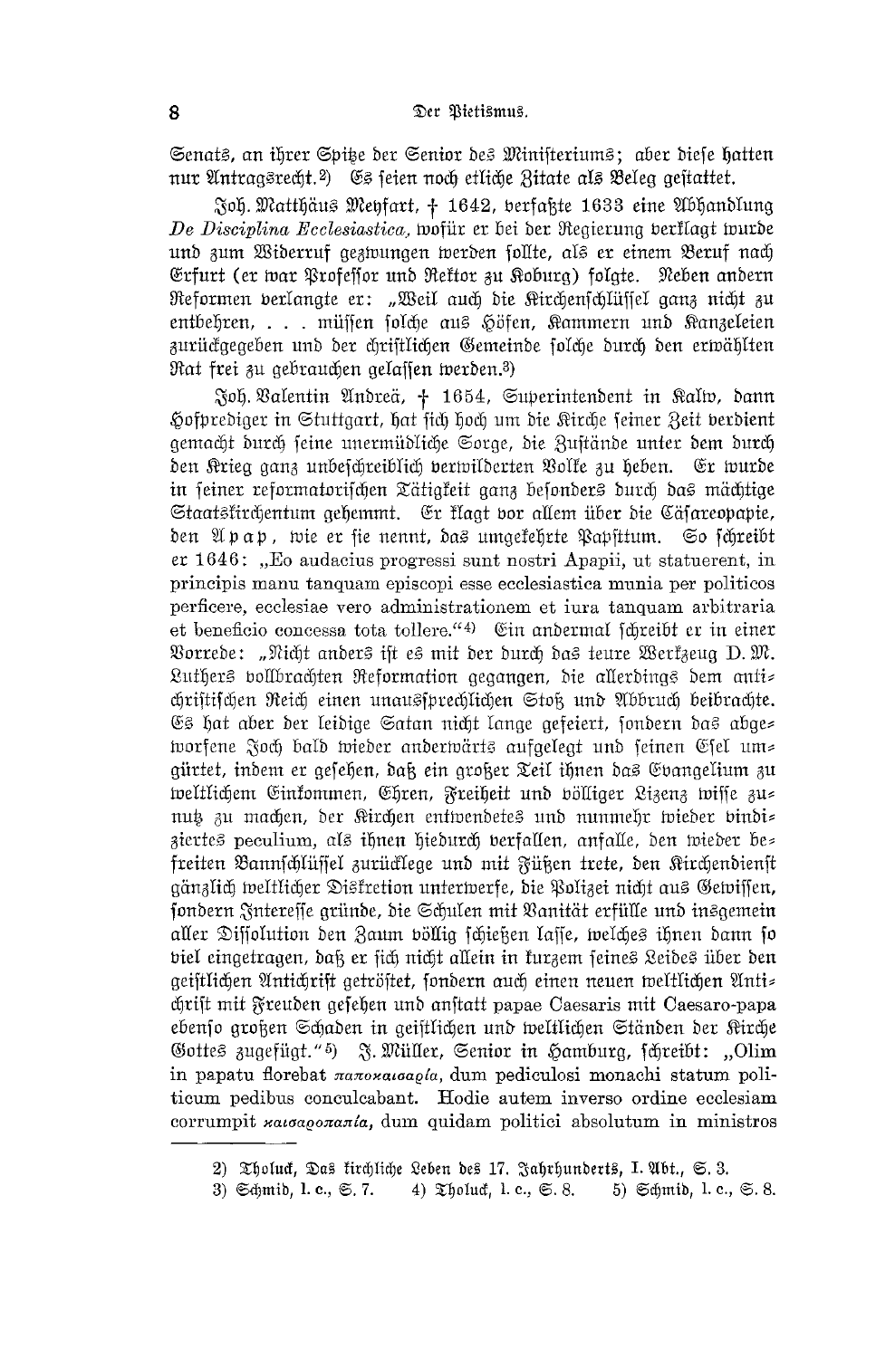Senats, an ihrer Spitze der Senior des Ministeriums; aber diese hatten nur Antragsrecht.[2] Es seien noch etliche Zitate als Beleg gestattet.

Joh. Matthäus Meyfart, † 1642, verfaßte 1633 eine Abhandlung *De Disciplina Ecclesiastica*, wofür er bei der Regierung verklagt wurde und zum Widerruf gezwungen werden sollte, als er einem Beruf nach Erfurt (er war Professor und Rektor zu Koburg) folgte. Neben andern Reformen verlangte er: „Weil auch die Kirchenschlüssel ganz nicht zu entbehren, . . . müssen solche aus Höfen, Kammern und Kanzeleien zurückgegeben und der christlichen Gemeinde solche durch den erwählten Rat frei zu gebrauchen gelassen werden.[3])

Joh. Valentin Andreä, † 1654, Superintendent in Kalw, dann Hofprediger in Stuttgart, hat sich hoch um die Kirche seiner Zeit verdient gemacht durch seine unermüdliche Sorge, die Zustände unter dem durch den Krieg ganz unbeschreiblich verwilderten Volke zu heben. Er wurde in seiner reformatorischen Tätigkeit ganz besonders durch das mächtige Staatskirchentum gehemmt. Er klagt vor allem über die Cäsareopapie, den Apap, wie er sie nennt, das umgekehrte Papsttum. So schreibt er 1646: „Eo audacius progressi sunt nostri Apapii, ut statuerent, in principis manu tanquam episcopi esse ecclesiastica munia per politicos perficere, ecclesiae vero administrationem et iura tanquam arbitraria et beneficio concessa tota tollere."[4] Ein andermal schreibt er in einer Vorrede: „Nicht anders ist es mit der durch das teure Werkzeug D. M. Luthers vollbrachten Reformation gegangen, die allerdings dem antichristischen Reich einen unaussprechlichen Stoß und Abbruch beibrachte. Es hat aber der leidige Satan nicht lange gefeiert, sondern das abgeworfene Joch bald wieder anderwärts aufgelegt und seinen Esel umgürtet, indem er gesehen, daß ein großer Teil ihnen das Evangelium zu weltlichem Einkommen, Ehren, Freiheit und völliger Lizenz wisse zunutz zu machen, der Kirchen entwendetes und nunmehr wieder vindiziertes peculium, als ihnen hiedurch verfallen, anfalle, den wieder befreiten Bannschlüssel zurücklege und mit Füßen trete, den Kirchendienst gänzlich weltlicher Diskretion unterwerfe, die Polizei nicht aus Gewissen, sondern Interesse gründe, die Schulen mit Vanität erfülle und insgemein aller Dissolution den Zaum völlig schießen lasse, welches ihnen dann so viel eingetragen, daß er sich nicht allein in kurzem seines Leides über den geistlichen Antichrist getröstet, sondern auch einen neuen weltlichen Antichrist mit Freuden gesehen und anstatt papae Caesaris mit Caesaro-papa ebenso großen Schaden in geistlichen und weltlichen Ständen der Kirche Gottes zugefügt."[5] J. Müller, Senior in Hamburg, schreibt: „Olim in papatu florebat παποκαισαρία, dum pediculosi monachi statum politicum pedibus conculcabant. Hodie autem inverso ordine ecclesiam corrumpit καισαροπαπία, dum quidam politici absolutum in ministros

---

2) Tholuck, Das kirchliche Leben des 17. Jahrhunderts, I. Abt., S. 3.

3) Schmid, l. c., S. 7. 4) Tholuck, l. c., S. 8. 5) Schmid, l. c., S. 8.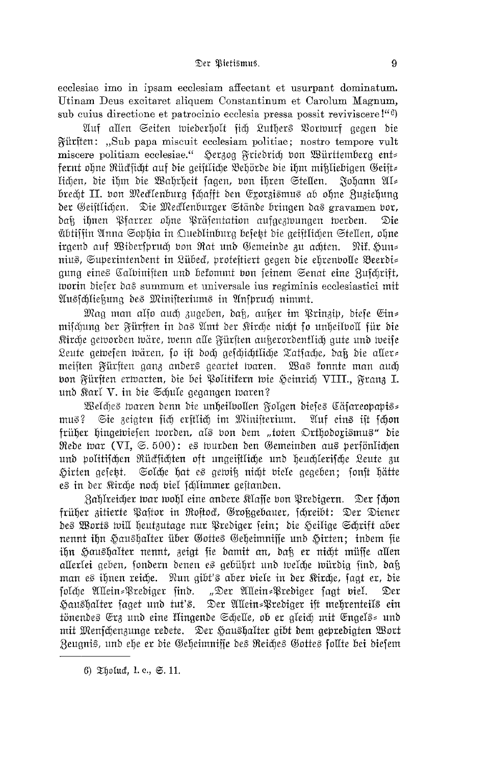ecclesiae imo in ipsam ecclesiam affectant et usurpant dominatum. Utinam Deus excitaret aliquem Constantinum et Carolum Magnum, sub cuius directione et patrocinio ecclesia pressa possit reviviscere!"[6])

Auf allen Seiten wiederholt sich Luthers Vorwurf gegen die Fürsten: „Sub papa miscuit ecclesiam politiae; nostro tempore vult miscere politiam ecclesiae." Herzog Friedrich von Württemberg entfernt ohne Rücksicht auf die geistliche Behörde die ihm mißliebigen Geistlichen, die ihm die Wahrheit sagen, von ihren Stellen. Johann Albrecht II. von Mecklenburg schafft den Exorzismus ab ohne Zuziehung der Geistlichen. Die Mecklenburger Stände bringen das gravamen vor, daß ihnen Pfarrer ohne Präsentation aufgezwungen werden. Die Äbtissin Anna Sophia in Quedlinburg besetzt die geistlichen Stellen, ohne irgend auf Widerspruch von Rat und Gemeinde zu achten. Nik. Hunnius, Superintendent in Lübeck, protestiert gegen die ehrenvolle Beerdigung eines Calvinisten und bekommt von seinem Senat eine Zuschrift, worin dieser das summum et universale ius regiminis ecclesiastici mit Ausschließung des Ministeriums in Anspruch nimmt.

Mag man also auch zugeben, daß, außer im Prinzip, diese Einmischung der Fürsten in das Amt der Kirche nicht so unheilvoll für die Kirche geworden wäre, wenn alle Fürsten außerordentlich gute und weise Leute gewesen wären, so ist doch geschichtliche Tatsache, daß die allermeisten Fürsten ganz anders geartet waren. Was konnte man auch von Fürsten erwarten, die bei Politikern wie Heinrich VIII., Franz I. und Karl V. in die Schule gegangen waren?

Welches waren denn die unheilvollen Folgen dieses Cäsareopapismus? Sie zeigten sich erstlich im Ministerium. Auf eins ist schon früher hingewiesen worden, als von dem „toten Orthodoxismus" die Rede war (VI, S. 500): es wurden den Gemeinden aus persönlichen und politischen Rücksichten oft ungeistliche und heuchlerische Leute zu Hirten gesetzt. Solche hat es gewiß nicht viele gegeben; sonst hätte es in der Kirche noch viel schlimmer gestanden.

Zahlreicher war wohl eine andere Klasse von Predigern. Der schon früher zitierte Pastor in Rostock, Großgebauer, schreibt: Der Diener des Worts will heutzutage nur Prediger sein; die Heilige Schrift aber nennt ihn Haushalter über Gottes Geheimnisse und Hirten; indem sie ihn Haushalter nennt, zeigt sie damit an, daß er nicht müsse allen allerlei geben, sondern denen es gebührt und welche würdig sind, daß man es ihnen reiche. Nun gibt's aber viele in der Kirche, sagt er, die solche Allein-Prediger sind. „Der Allein-Prediger sagt viel. Der Haushalter saget und tut's. Der Allein-Prediger ist mehrenteils ein tönendes Erz und eine klingende Schelle, ob er gleich mit Engels- und mit Menschenzunge redete. Der Haushalter gibt dem gepredigten Wort Zeugnis, und ehe er die Geheimnisse des Reiches Gottes sollte bei diesem

---

6) Tholuck, l. c., S. 11.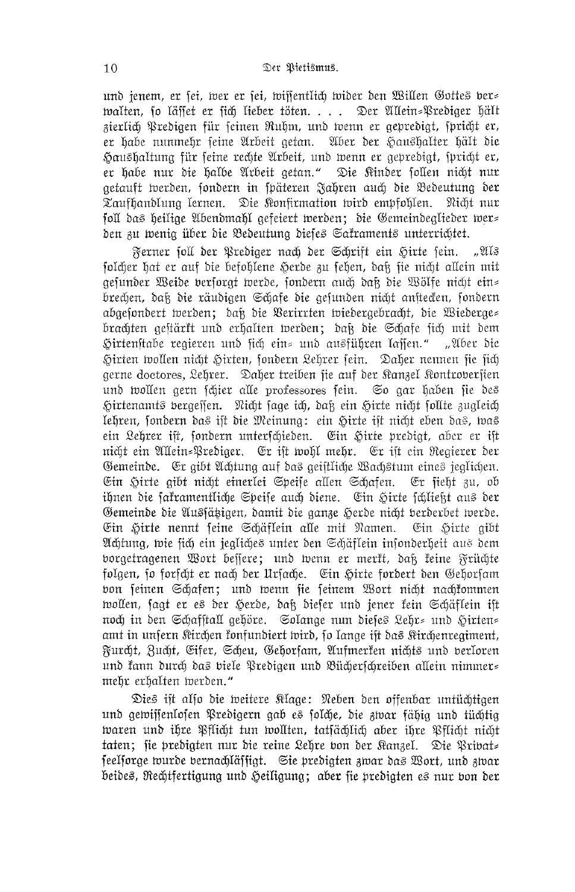und jenem, er sei, wer er sei, wissentlich wider den Willen Gottes verwalten, so lässet er sich lieber töten. . . . Der Allein-Prediger hält zierlich Predigen für seinen Ruhm, und wenn er gepredigt, spricht er, er habe nunmehr seine Arbeit getan. Aber der Haushalter hält die Haushaltung für seine rechte Arbeit, und wenn er gepredigt, spricht er, er habe nur die halbe Arbeit getan." Die Kinder sollen nicht nur getauft werden, sondern in späteren Jahren auch die Bedeutung der Taufhandlung lernen. Die Konfirmation wird empfohlen. Nicht nur soll das heilige Abendmahl gefeiert werden; die Gemeindeglieder werden zu wenig über die Bedeutung dieses Sakraments unterrichtet.

Ferner soll der Prediger nach der Schrift ein Hirte sein. „Als solcher hat er auf die befohlene Herde zu sehen, daß sie nicht allein mit gesunder Weide versorgt werde, sondern auch daß die Wölfe nicht einbrechen, daß die räudigen Schafe die gesunden nicht anstecken, sondern abgesondert werden; daß die Verirrten wiedergebracht, die Wiedergebrachten gestärkt und erhalten werden; daß die Schafe sich mit dem Hirtenstabe regieren und sich ein- und ausführen lassen." „Aber die Hirten wollen nicht Hirten, sondern Lehrer sein. Daher nennen sie sich gerne doctores, Lehrer. Daher treiben sie auf der Kanzel Kontroversien und wollen gern schier alle professores sein. So gar haben sie des Hirtenamts vergessen. Nicht sage ich, daß ein Hirte nicht sollte zugleich lehren, sondern das ist die Meinung: ein Hirte ist nicht eben das, was ein Lehrer ist, sondern unterschieden. Ein Hirte predigt, aber er ist nicht ein Allein-Prediger. Er ist wohl mehr. Er ist ein Regierer der Gemeinde. Er gibt Achtung auf das geistliche Wachstum eines jeglichen. Ein Hirte gibt nicht einerlei Speise allen Schafen. Er sieht zu, ob ihnen die sakramentliche Speise auch diene. Ein Hirte schließt aus der Gemeinde die Aussätzigen, damit die ganze Herde nicht verderbet werde. Ein Hirte nennt seine Schäflein alle mit Namen. Ein Hirte gibt Achtung, wie sich ein jegliches unter den Schäflein insonderheit aus dem vorgetragenen Wort bessere; und wenn er merkt, daß keine Früchte folgen, so forscht er nach der Ursache. Ein Hirte fordert den Gehorsam von seinen Schafen; und wenn sie seinem Wort nicht nachkommen wollen, sagt er es der Herde, daß dieser und jener kein Schäflein ist noch in den Schafstall gehöre. Solange nun dieses Lehr- und Hirtenamt in unsern Kirchen konfundiert wird, so lange ist das Kirchenregiment, Furcht, Zucht, Eifer, Scheu, Gehorsam, Aufmerken nichts und verloren und kann durch das viele Predigen und Bücherschreiben allein nimmermehr erhalten werden."

Dies ist also die weitere Klage: Neben den offenbar untüchtigen und gewissenlosen Predigern gab es solche, die zwar fähig und tüchtig waren und ihre Pflicht tun wollten, tatsächlich aber ihre Pflicht nicht taten; sie predigten nur die reine Lehre von der Kanzel. Die Privatseelsorge wurde vernachlässigt. Sie predigten zwar das Wort, und zwar beides, Rechtfertigung und Heiligung; aber sie predigten es nur von der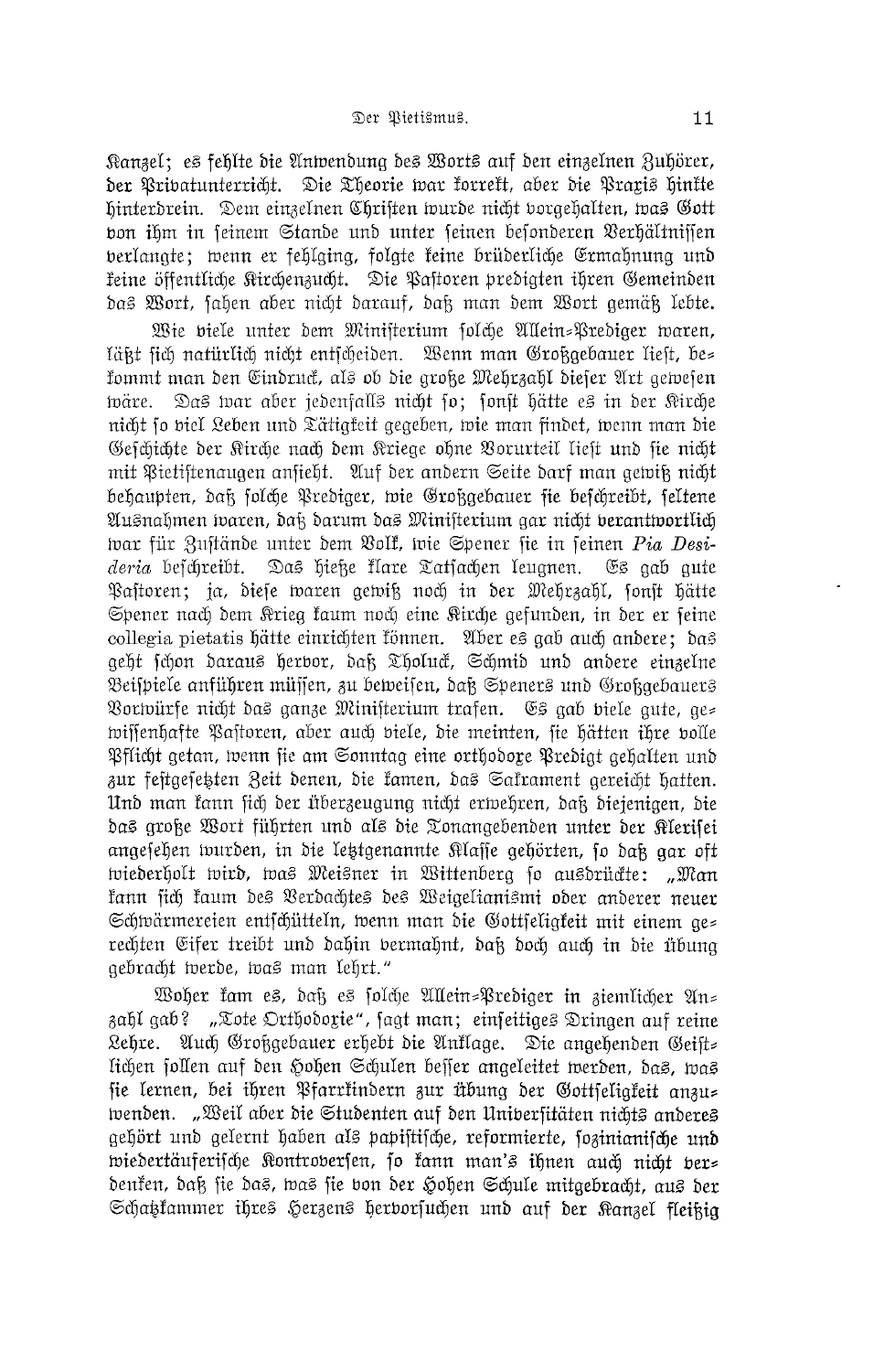Kanzel; es fehlte die Anwendung des Worts auf den einzelnen Zuhörer, der Privatunterricht. Die Theorie war korrekt, aber die Praxis hinkte hinterdrein. Dem einzelnen Christen wurde nicht vorgehalten, was Gott von ihm in seinem Stande und unter seinen besonderen Verhältnissen verlangte; wenn er fehlging, folgte keine brüderliche Ermahnung und keine öffentliche Kirchenzucht. Die Pastoren predigten ihren Gemeinden das Wort, sahen aber nicht darauf, daß man dem Wort gemäß lebte.

Wie viele unter dem Ministerium solche Allein-Prediger waren, läßt sich natürlich nicht entscheiden. Wenn man Großgebauer liest, bekommt man den Eindruck, als ob die große Mehrzahl dieser Art gewesen wäre. Das war aber jedenfalls nicht so; sonst hätte es in der Kirche nicht so viel Leben und Tätigkeit gegeben, wie man findet, wenn man die Geschichte der Kirche nach dem Kriege ohne Vorurteil liest und sie nicht mit Pietistenaugen ansieht. Auf der andern Seite darf man gewiß nicht behaupten, daß solche Prediger, wie Großgebauer sie beschreibt, seltene Ausnahmen waren, daß darum das Ministerium gar nicht verantwortlich war für Zustände unter dem Volk, wie Spener sie in seinen *Pia Desideria* beschreibt. Das hieße klare Tatsachen leugnen. Es gab gute Pastoren; ja, diese waren gewiß noch in der Mehrzahl, sonst hätte Spener nach dem Krieg kaum noch eine Kirche gefunden, in der er seine collegia pietatis hätte einrichten können. Aber es gab auch andere; das geht schon daraus hervor, daß Tholuck, Schmid und andere einzelne Beispiele anführen müssen, zu beweisen, daß Speners und Großgebauers Vorwürfe nicht das ganze Ministerium trafen. Es gab viele gute, gewissenhafte Pastoren, aber auch viele, die meinten, sie hätten ihre volle Pflicht getan, wenn sie am Sonntag eine orthodoxe Predigt gehalten und zur festgesetzten Zeit denen, die kamen, das Sakrament gereicht hatten. Und man kann sich der Überzeugung nicht erwehren, daß diejenigen, die das große Wort führten und als die Tonangebenden unter der Klerisei angesehen wurden, in die letztgenannte Klasse gehörten, so daß gar oft wiederholt wird, was Meisner in Wittenberg so ausdrückte: „Man kann sich kaum des Verdachtes des Weigelianismi oder anderer neuer Schwärmereien entschütteln, wenn man die Gottseligkeit mit einem gerechten Eifer treibt und dahin vermahnt, daß doch auch in die Übung gebracht werde, was man lehrt."

Woher kam es, daß es solche Allein-Prediger in ziemlicher Anzahl gab? „Tote Orthodoxie", sagt man; einseitiges Dringen auf reine Lehre. Auch Großgebauer erhebt die Anklage. Die angehenden Geistlichen sollen auf den Hohen Schulen besser angeleitet werden, das, was sie lernen, bei ihren Pfarrkindern zur Übung der Gottseligkeit anzuwenden. „Weil aber die Studenten auf den Universitäten nichts anderes gehört und gelernt haben als papistische, reformierte, sozinianische und wiedertäuferische Kontroversen, so kann man's ihnen auch nicht verdenken, daß sie das, was sie von der Hohen Schule mitgebracht, aus der Schatzkammer ihres Herzens hervorsuchen und auf der Kanzel fleißig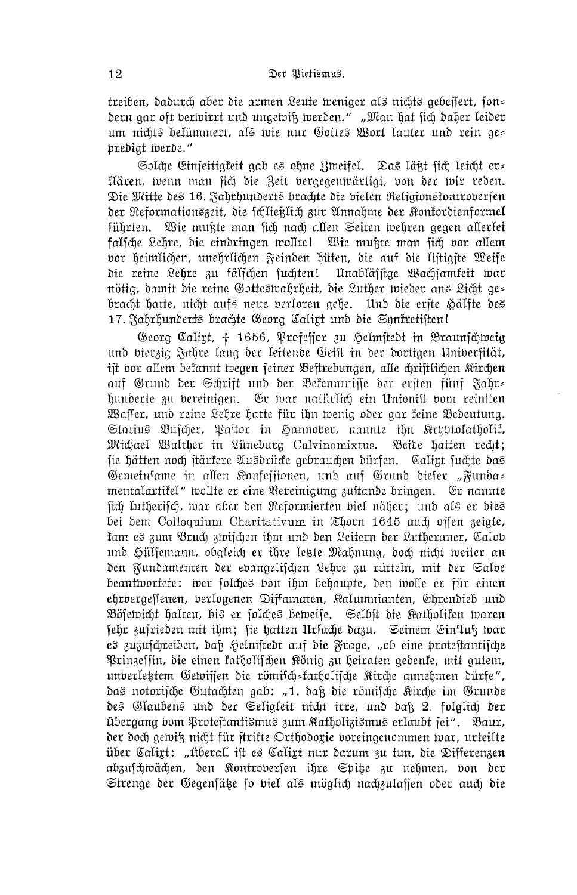treiben, dadurch aber die armen Leute weniger als nichts gebessert, sondern gar oft verwirrt und ungewiß werden." „Man hat sich daher leider um nichts bekümmert, als wie nur Gottes Wort lauter und rein gepredigt werde."

Solche Einseitigkeit gab es ohne Zweifel. Das läßt sich leicht erklären, wenn man sich die Zeit vergegenwärtigt, von der wir reden. Die Mitte des 16. Jahrhunderts brachte die vielen Religionskontroversen der Reformationszeit, die schließlich zur Annahme der Konkordienformel führten. Wie mußte man sich nach allen Seiten wehren gegen allerlei falsche Lehre, die eindringen wollte! Wie mußte man sich vor allem vor heimlichen, unehrlichen Feinden hüten, die auf die listigste Weise die reine Lehre zu fälschen suchten! Unablässige Wachsamkeit war nötig, damit die reine Gotteswahrheit, die Luther wieder ans Licht gebracht hatte, nicht aufs neue verloren gehe. Und die erste Hälfte des 17. Jahrhunderts brachte Georg Calixt und die Synkretisten!

Georg Calixt, † 1656, Professor zu Helmstedt in Braunschweig und vierzig Jahre lang der leitende Geist in der dortigen Universität, ist vor allem bekannt wegen seiner Bestrebungen, alle christlichen Kirchen auf Grund der Schrift und der Bekenntnisse der ersten fünf Jahrhunderte zu vereinigen. Er war natürlich ein Unionist vom reinsten Wasser, und reine Lehre hatte für ihn wenig oder gar keine Bedeutung. Statius Buscher, Pastor in Hannover, nannte ihn Kryptokatholik, Michael Walther in Lüneburg Calvinomixtus. Beide hatten recht; sie hätten noch stärkere Ausdrücke gebrauchen dürfen. Calixt suchte das Gemeinsame in allen Konfessionen, und auf Grund dieser „Fundamentalartikel" wollte er eine Vereinigung zustande bringen. Er nannte sich lutherisch, war aber den Reformierten viel näher; und als er dies bei dem Colloquium Charitativum in Thorn 1645 auch offen zeigte, kam es zum Bruch zwischen ihm und den Leitern der Lutheraner, Calov und Hülsemann, obgleich er ihre letzte Mahnung, doch nicht weiter an den Fundamenten der evangelischen Lehre zu rütteln, mit der Salve beantwortete: wer solches von ihm behaupte, den wolle er für einen ehrvergessenen, verlogenen Diffamaten, Kalumnianten, Ehrendieb und Bösewicht halten, bis er solches beweise. Selbst die Katholiken waren sehr zufrieden mit ihm; sie hatten Ursache dazu. Seinem Einfluß war es zuzuschreiben, daß Helmstedt auf die Frage, „ob eine protestantische Prinzessin, die einen katholischen König zu heiraten gedenke, mit gutem, unverletztem Gewissen die römisch-katholische Kirche annehmen dürfe", das notorische Gutachten gab: „1. daß die römische Kirche im Grunde des Glaubens und der Seligkeit nicht irre, und daß 2. folglich der Übergang vom Protestantismus zum Katholizismus erlaubt sei". Baur, der doch gewiß nicht für strikte Orthodoxie voreingenommen war, urteilte über Calixt: „überall ist es Calixt nur darum zu tun, die Differenzen abzuschwächen, den Kontroversen ihre Spitze zu nehmen, von der Strenge der Gegensätze so viel als möglich nachzulassen oder auch die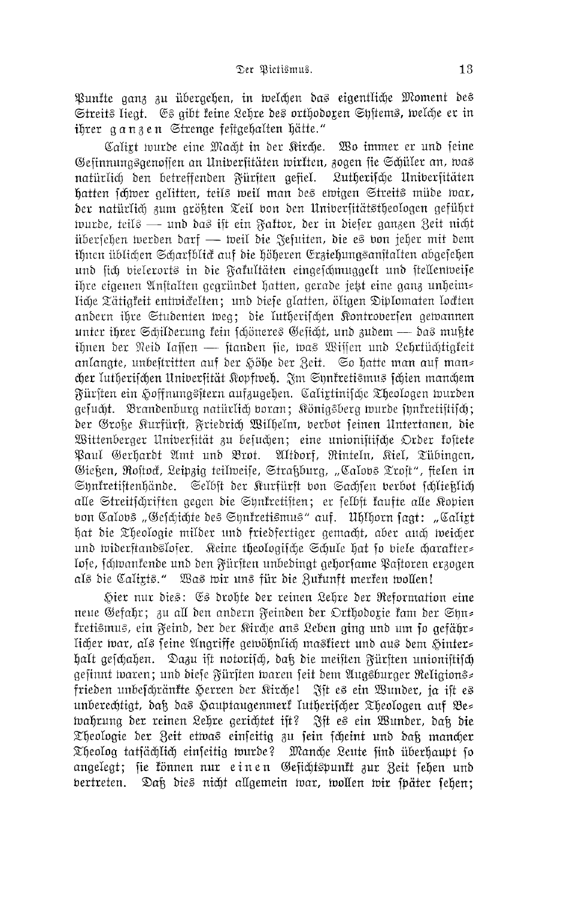Punkte ganz zu übergehen, in welchen das eigentliche Moment des Streits liegt. Es gibt keine Lehre des orthodoxen Systems, welche er in ihrer g a n z e n Strenge festgehalten hätte."

Calixt wurde eine Macht in der Kirche. Wo immer er und seine Gesinnungsgenossen an Universitäten wirkten, zogen sie Schüler an, was natürlich den betreffenden Fürsten gefiel. Lutherische Universitäten hatten schwer gelitten, teils weil man des ewigen Streits müde war, der natürlich zum größten Teil von den Universitätstheologen geführt wurde, teils — und das ist ein Faktor, der in dieser ganzen Zeit nicht übersehen werden darf — weil die Jesuiten, die es von jeher mit dem ihnen üblichen Scharfblick auf die höheren Erziehungsanstalten abgesehen und sich vielerorts in die Fakultäten eingeschmuggelt und stellenweise ihre eigenen Anstalten gegründet hatten, gerade jetzt eine ganz unheimliche Tätigkeit entwickelten; und diese glatten, öligen Diplomaten lockten andern ihre Studenten weg; die lutherischen Kontroversen gewannen unter ihrer Schilderung kein schöneres Gesicht, und zudem — das mußte ihnen der Neid lassen — standen sie, was Wissen und Lehrtüchtigkeit anlangte, unbestritten auf der Höhe der Zeit. So hatte man auf mancher lutherischen Universität Kopfweh. Im Synkretismus schien manchem Fürsten ein Hoffnungsstern aufzugehen. Calixtinische Theologen wurden gesucht. Brandenburg natürlich voran; Königsberg wurde synkretistisch; der Große Kurfürst, Friedrich Wilhelm, verbot seinen Untertanen, die Wittenberger Universität zu besuchen; eine unionistische Order kostete Paul Gerhardt Amt und Brot. Altdorf, Rinteln, Kiel, Tübingen, Gießen, Rostock, Leipzig teilweise, Straßburg, „Calovs Trost", fielen in Synkretistenhände. Selbst der Kurfürst von Sachsen verbot schließlich alle Streitschriften gegen die Synkretisten; er selbst kaufte alle Kopien von Calovs „Geschichte des Synkretismus" auf. Uhlhorn sagt: „Calixt hat die Theologie milder und friedfertiger gemacht, aber auch weicher und widerstandsloser. Keine theologische Schule hat so viele charakterlose, schwankende und den Fürsten unbedingt gehorsame Pastoren erzogen als die Calixts." Was wir uns für die Zukunft merken wollen!

Hier nur dies: Es drohte der reinen Lehre der Reformation eine neue Gefahr; zu all den andern Feinden der Orthodoxie kam der Synkretismus, ein Feind, der der Kirche ans Leben ging und um so gefährlicher war, als seine Angriffe gewöhnlich maskiert und aus dem Hinterhalt geschahen. Dazu ist notorisch, daß die meisten Fürsten unionistisch gesinnt waren; und diese Fürsten waren seit dem Augsburger Religionsfrieden unbeschränkte Herren der Kirche! Ist es ein Wunder, ja ist es unberechtigt, daß das Hauptaugenmerk lutherischer Theologen auf Bewahrung der reinen Lehre gerichtet ist? Ist es ein Wunder, daß die Theologie der Zeit etwas einseitig zu sein scheint und daß mancher Theolog tatsächlich einseitig wurde? Manche Leute sind überhaupt so angelegt; sie können nur e i n e n Gesichtspunkt zur Zeit sehen und vertreten. Daß dies nicht allgemein war, wollen wir später sehen;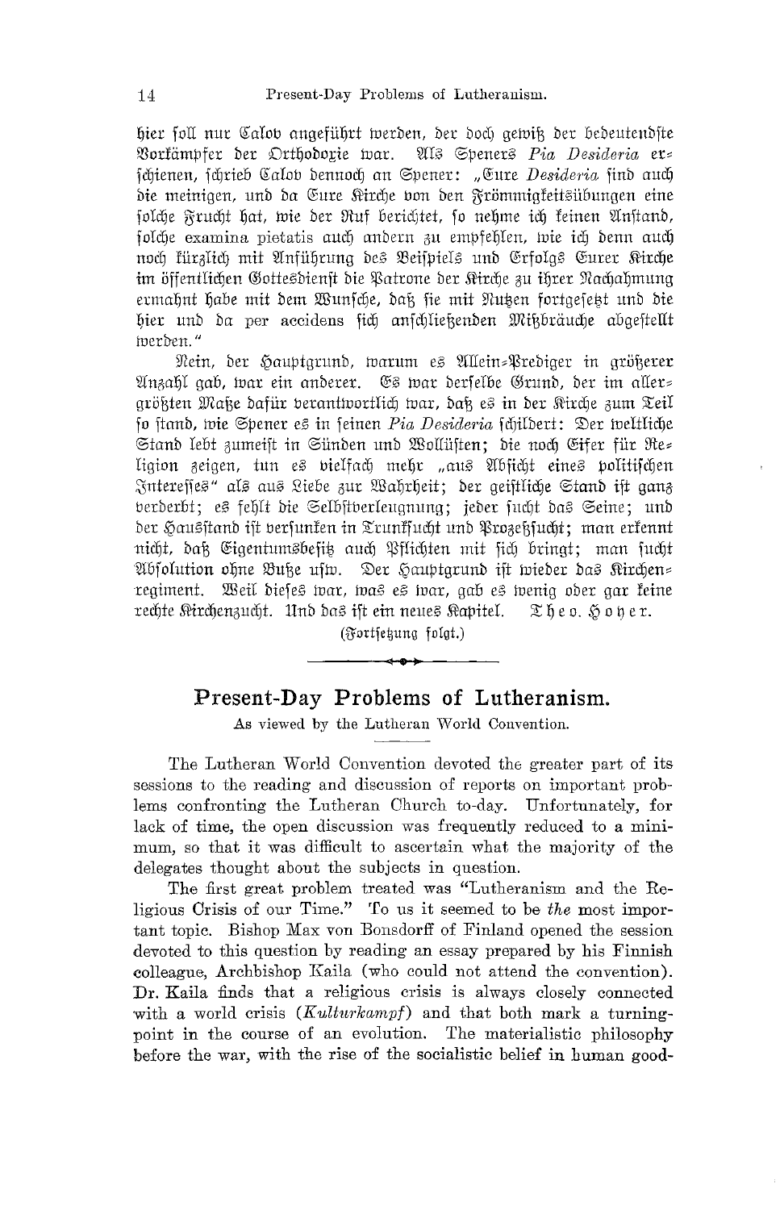hier soll nur Calov angeführt werden, der doch gewiß der bedeutendste Vorkämpfer der Orthodoxie war. Als Speners *Pia Desideria* erschienen, schrieb Calov dennoch an Spener: „Eure *Desideria* sind auch die meinigen, und da Eure Kirche von den Frömmigkeitsübungen eine solche Frucht hat, wie der Ruf berichtet, so nehme ich keinen Anstand, solche examina pietatis auch andern zu empfehlen, wie ich denn auch noch kürzlich mit Anführung des Beispiels und Erfolgs Eurer Kirche im öffentlichen Gottesdienst die Patrone der Kirche zu ihrer Nachahmung ermahnt habe mit dem Wunsche, daß sie mit Nutzen fortgesetzt und die hier und da per accidens sich anschließenden Mißbräuche abgestellt werden."

Nein, der Hauptgrund, warum es Allein-Prediger in größerer Anzahl gab, war ein anderer. Es war derselbe Grund, der im allergrößten Maße dafür verantwortlich war, daß es in der Kirche zum Teil so stand, wie Spener es in seinen *Pia Desideria* schildert: Der weltliche Stand lebt zumeist in Sünden und Wollüsten; die noch Eifer für Religion zeigen, tun es vielfach mehr „aus Absicht eines politischen Interesses" als aus Liebe zur Wahrheit; der geistliche Stand ist ganz verderbt; es fehlt die Selbstverleugnung; jeder sucht das Seine; und der Hausstand ist versunken in Trunksucht und Prozeßsucht; man erkennt nicht, daß Eigentumsbesitz auch Pflichten mit sich bringt; man sucht Absolution ohne Buße usw. Der Hauptgrund ist wieder das Kirchenregiment. Weil dieses war, was es war, gab es wenig oder gar keine rechte Kirchenzucht. Und das ist ein neues Kapitel. Theo. Hoyer.

(Fortsetzung folgt.)

## Present-Day Problems of Lutheranism.

As viewed by the Lutheran World Convention.

The Lutheran World Convention devoted the greater part of its sessions to the reading and discussion of reports on important problems confronting the Lutheran Church to-day. Unfortunately, for lack of time, the open discussion was frequently reduced to a minimum, so that it was difficult to ascertain what the majority of the delegates thought about the subjects in question.

The first great problem treated was "Lutheranism and the Religious Crisis of our Time." To us it seemed to be *the* most important topic. Bishop Max von Bonsdorff of Finland opened the session devoted to this question by reading an essay prepared by his Finnish colleague, Archbishop Kaila (who could not attend the convention). Dr. Kaila finds that a religious crisis is always closely connected with a world crisis (*Kulturkampf*) and that both mark a turning-point in the course of an evolution. The materialistic philosophy before the war, with the rise of the socialistic belief in human good-